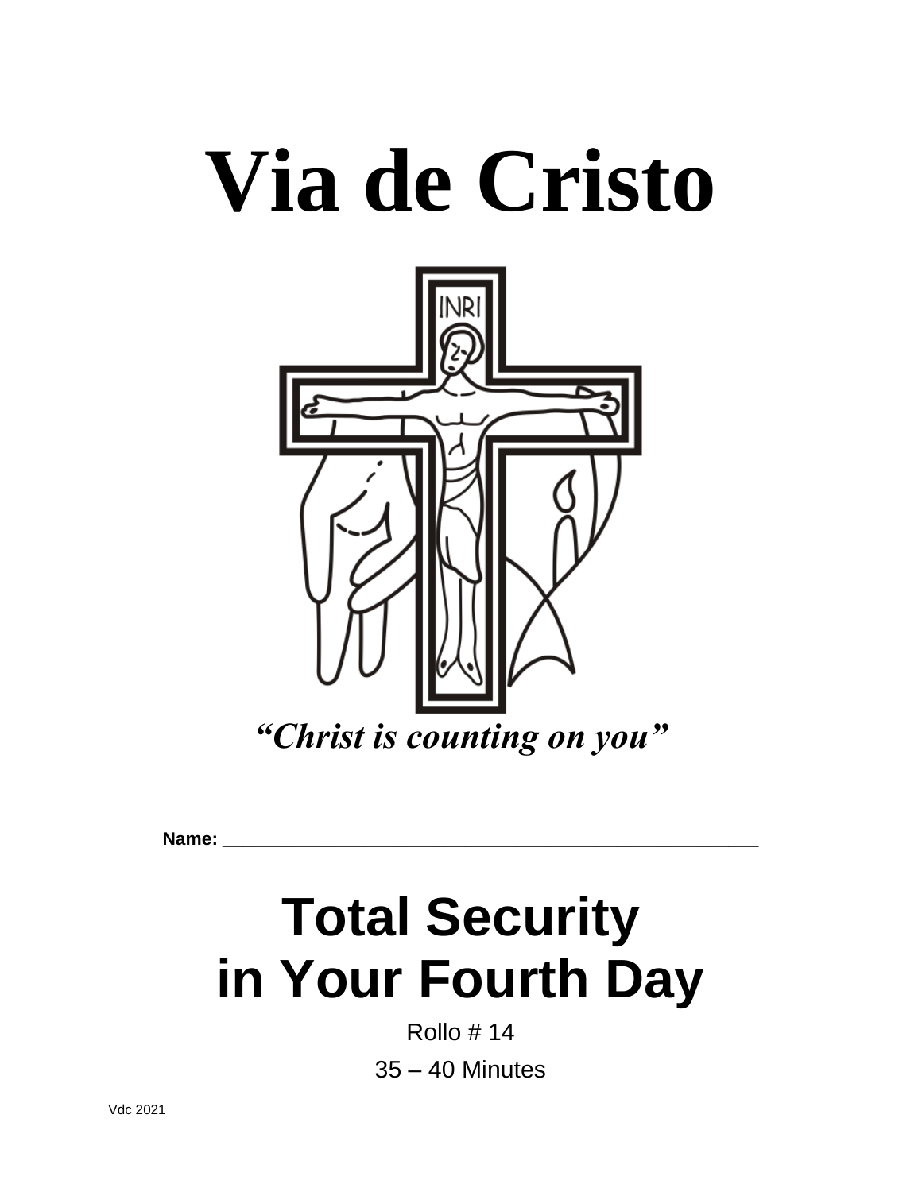# Via de Cristo

*"Christ is counting on you"*

**Name:** ______________________________________________

# Total Security in Your Fourth Day

Rollo # 14

35 – 40 Minutes

Vdc 2021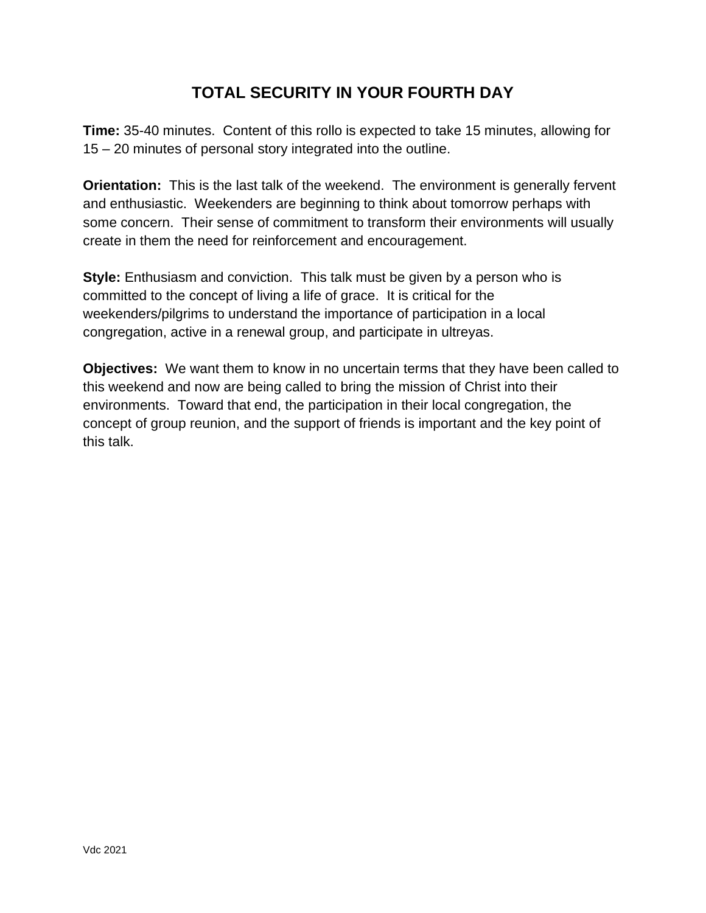# TOTAL SECURITY IN YOUR FOURTH DAY

**Time:** 35-40 minutes. Content of this rollo is expected to take 15 minutes, allowing for 15 – 20 minutes of personal story integrated into the outline.

**Orientation:** This is the last talk of the weekend. The environment is generally fervent and enthusiastic. Weekenders are beginning to think about tomorrow perhaps with some concern. Their sense of commitment to transform their environments will usually create in them the need for reinforcement and encouragement.

**Style:** Enthusiasm and conviction. This talk must be given by a person who is committed to the concept of living a life of grace. It is critical for the weekenders/pilgrims to understand the importance of participation in a local congregation, active in a renewal group, and participate in ultreyas.

**Objectives:** We want them to know in no uncertain terms that they have been called to this weekend and now are being called to bring the mission of Christ into their environments. Toward that end, the participation in their local congregation, the concept of group reunion, and the support of friends is important and the key point of this talk.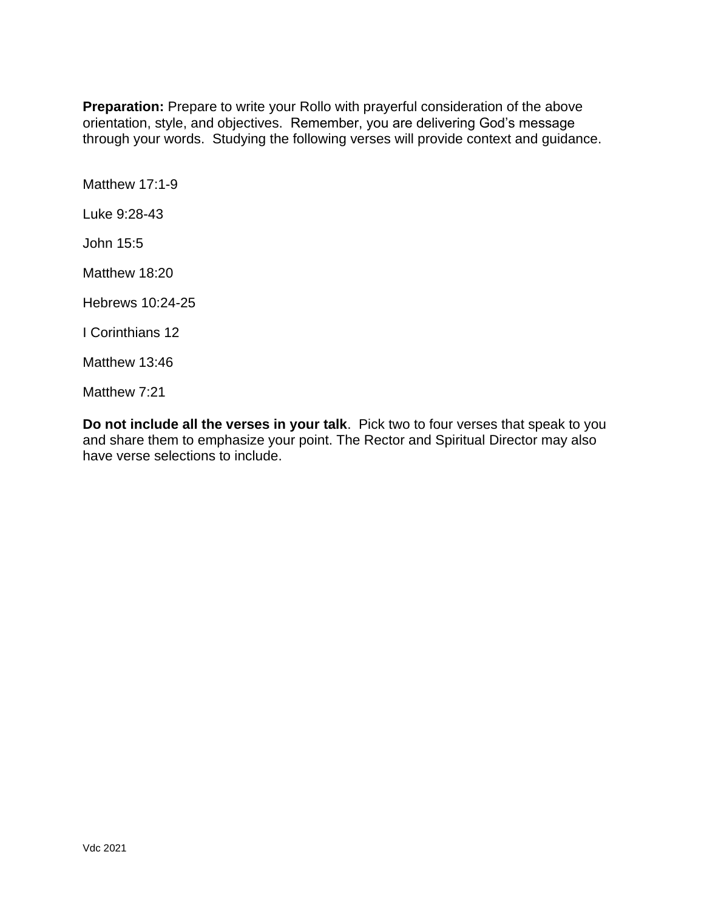**Preparation:** Prepare to write your Rollo with prayerful consideration of the above orientation, style, and objectives. Remember, you are delivering God's message through your words. Studying the following verses will provide context and guidance.

Matthew 17:1-9

Luke 9:28-43

John 15:5

Matthew 18:20

Hebrews 10:24-25

I Corinthians 12

Matthew 13:46

Matthew 7:21

**Do not include all the verses in your talk**. Pick two to four verses that speak to you and share them to emphasize your point. The Rector and Spiritual Director may also have verse selections to include.

Vdc 2021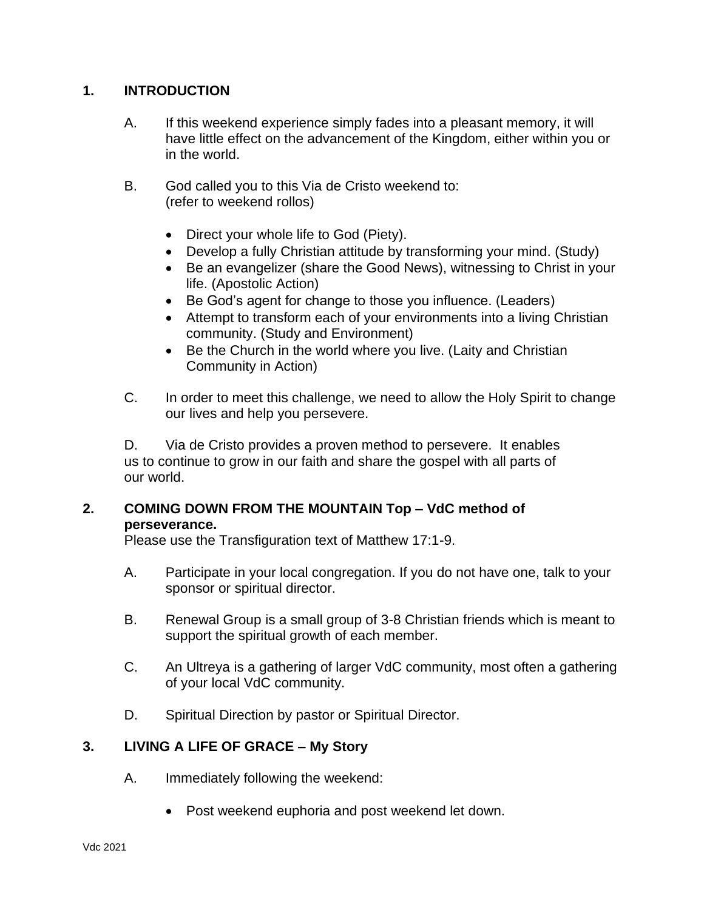## 1. INTRODUCTION

A. If this weekend experience simply fades into a pleasant memory, it will have little effect on the advancement of the Kingdom, either within you or in the world.

B. God called you to this Via de Cristo weekend to: (refer to weekend rollos)

- Direct your whole life to God (Piety).
- Develop a fully Christian attitude by transforming your mind. (Study)
- Be an evangelizer (share the Good News), witnessing to Christ in your life. (Apostolic Action)
- Be God's agent for change to those you influence. (Leaders)
- Attempt to transform each of your environments into a living Christian community. (Study and Environment)
- Be the Church in the world where you live. (Laity and Christian Community in Action)

C. In order to meet this challenge, we need to allow the Holy Spirit to change our lives and help you persevere.

D. Via de Cristo provides a proven method to persevere. It enables us to continue to grow in our faith and share the gospel with all parts of our world.

## 2. COMING DOWN FROM THE MOUNTAIN Top – VdC method of perseverance.

Please use the Transfiguration text of Matthew 17:1-9.

A. Participate in your local congregation. If you do not have one, talk to your sponsor or spiritual director.

B. Renewal Group is a small group of 3-8 Christian friends which is meant to support the spiritual growth of each member.

C. An Ultreya is a gathering of larger VdC community, most often a gathering of your local VdC community.

D. Spiritual Direction by pastor or Spiritual Director.

## 3. LIVING A LIFE OF GRACE – My Story

A. Immediately following the weekend:

- Post weekend euphoria and post weekend let down.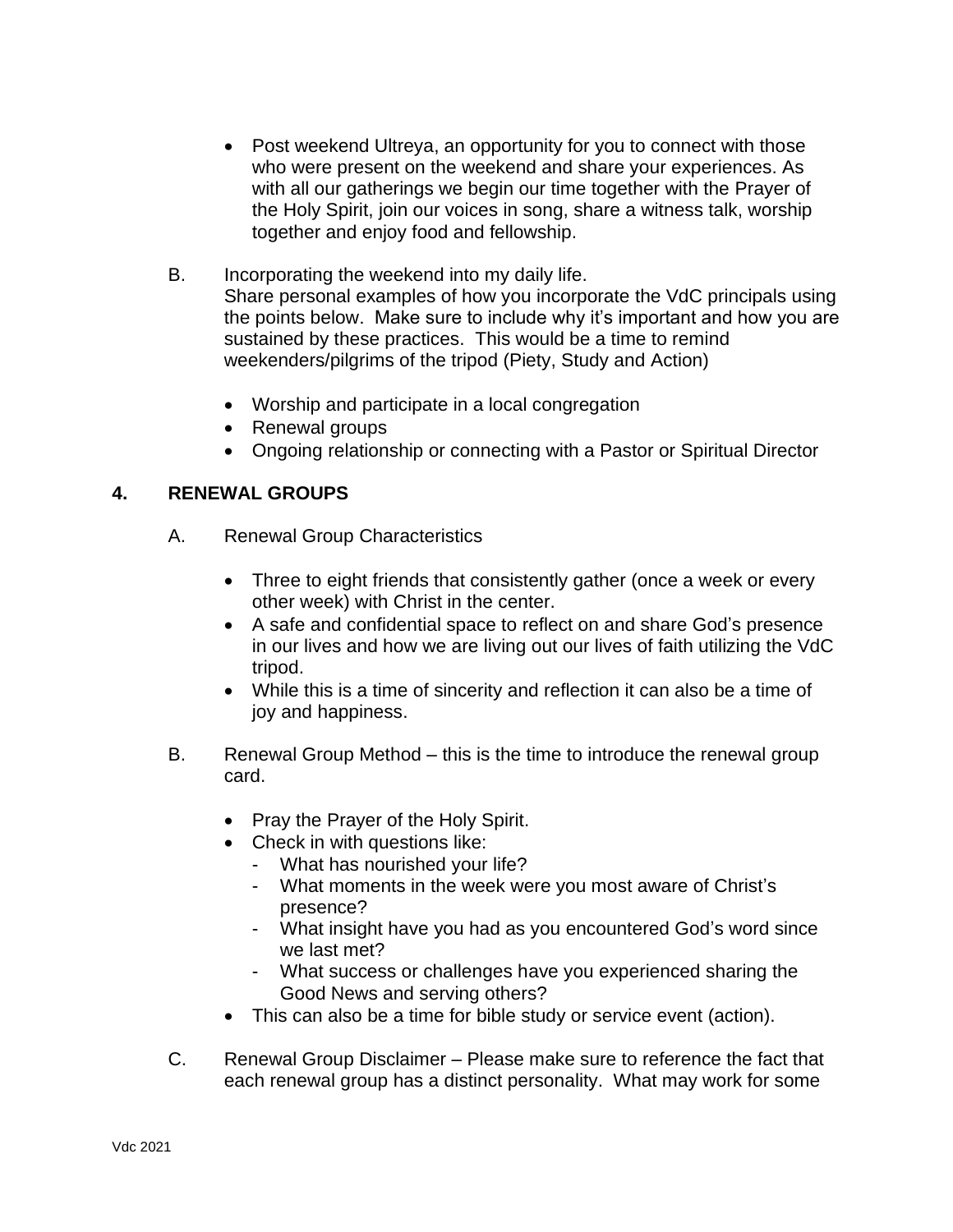- Post weekend Ultreya, an opportunity for you to connect with those who were present on the weekend and share your experiences. As with all our gatherings we begin our time together with the Prayer of the Holy Spirit, join our voices in song, share a witness talk, worship together and enjoy food and fellowship.

B. Incorporating the weekend into my daily life.
Share personal examples of how you incorporate the VdC principals using the points below. Make sure to include why it's important and how you are sustained by these practices. This would be a time to remind weekenders/pilgrims of the tripod (Piety, Study and Action)

- Worship and participate in a local congregation
- Renewal groups
- Ongoing relationship or connecting with a Pastor or Spiritual Director

## 4. RENEWAL GROUPS

A. Renewal Group Characteristics

- Three to eight friends that consistently gather (once a week or every other week) with Christ in the center.
- A safe and confidential space to reflect on and share God's presence in our lives and how we are living out our lives of faith utilizing the VdC tripod.
- While this is a time of sincerity and reflection it can also be a time of joy and happiness.

B. Renewal Group Method – this is the time to introduce the renewal group card.

- Pray the Prayer of the Holy Spirit.
- Check in with questions like:
  - What has nourished your life?
  - What moments in the week were you most aware of Christ's presence?
  - What insight have you had as you encountered God's word since we last met?
  - What success or challenges have you experienced sharing the Good News and serving others?
- This can also be a time for bible study or service event (action).

C. Renewal Group Disclaimer – Please make sure to reference the fact that each renewal group has a distinct personality. What may work for some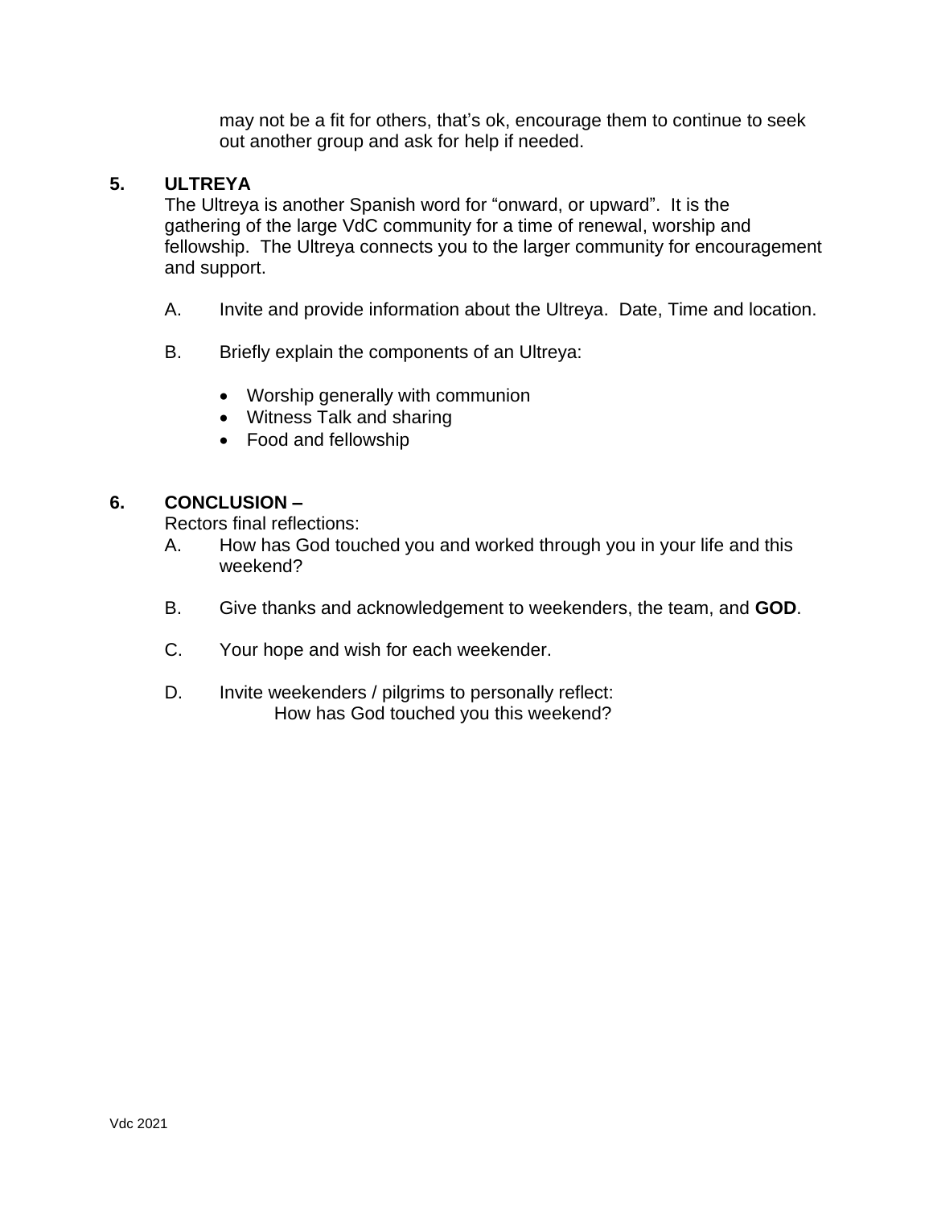may not be a fit for others, that's ok, encourage them to continue to seek out another group and ask for help if needed.

## 5. ULTREYA

The Ultreya is another Spanish word for "onward, or upward". It is the gathering of the large VdC community for a time of renewal, worship and fellowship. The Ultreya connects you to the larger community for encouragement and support.

A. Invite and provide information about the Ultreya. Date, Time and location.

B. Briefly explain the components of an Ultreya:

- Worship generally with communion
- Witness Talk and sharing
- Food and fellowship

## 6. CONCLUSION –

Rectors final reflections:

A. How has God touched you and worked through you in your life and this weekend?

B. Give thanks and acknowledgement to weekenders, the team, and **GOD**.

C. Your hope and wish for each weekender.

D. Invite weekenders / pilgrims to personally reflect:
How has God touched you this weekend?